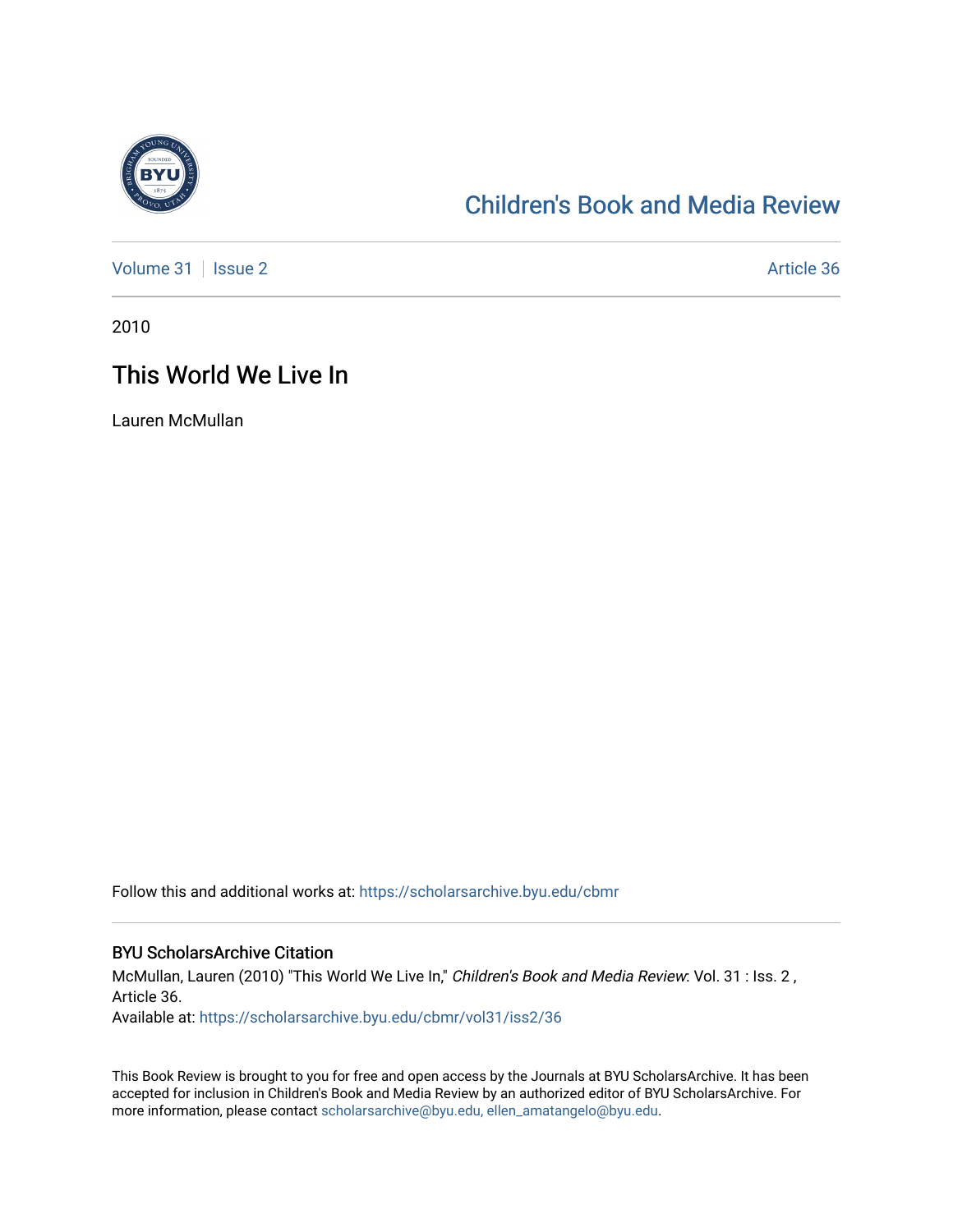Children's Book and Media Review

Volume 31 | Issue 2 | Article 36

2010

# This World We Live In

Lauren McMullan

Follow this and additional works at: https://scholarsarchive.byu.edu/cbmr

## BYU ScholarsArchive Citation

McMullan, Lauren (2010) "This World We Live In," *Children's Book and Media Review*: Vol. 31 : Iss. 2 , Article 36.
Available at: https://scholarsarchive.byu.edu/cbmr/vol31/iss2/36

This Book Review is brought to you for free and open access by the Journals at BYU ScholarsArchive. It has been accepted for inclusion in Children's Book and Media Review by an authorized editor of BYU ScholarsArchive. For more information, please contact scholarsarchive@byu.edu, ellen_amatangelo@byu.edu.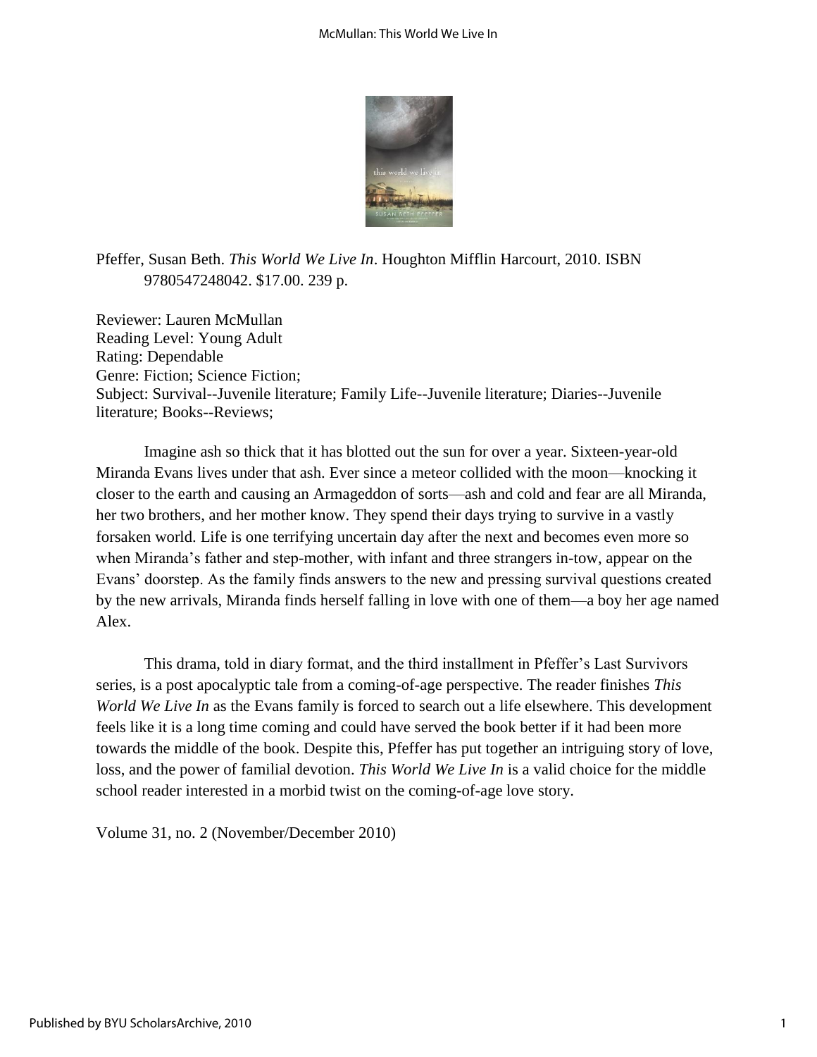Pfeffer, Susan Beth. *This World We Live In*. Houghton Mifflin Harcourt, 2010. ISBN 9780547248042. $17.00. 239 p.

Reviewer: Lauren McMullan
Reading Level: Young Adult
Rating: Dependable
Genre: Fiction; Science Fiction;
Subject: Survival--Juvenile literature; Family Life--Juvenile literature; Diaries--Juvenile literature; Books--Reviews;

Imagine ash so thick that it has blotted out the sun for over a year. Sixteen-year-old Miranda Evans lives under that ash. Ever since a meteor collided with the moon—knocking it closer to the earth and causing an Armageddon of sorts—ash and cold and fear are all Miranda, her two brothers, and her mother know. They spend their days trying to survive in a vastly forsaken world. Life is one terrifying uncertain day after the next and becomes even more so when Miranda's father and step-mother, with infant and three strangers in-tow, appear on the Evans' doorstep. As the family finds answers to the new and pressing survival questions created by the new arrivals, Miranda finds herself falling in love with one of them—a boy her age named Alex.

This drama, told in diary format, and the third installment in Pfeffer's Last Survivors series, is a post apocalyptic tale from a coming-of-age perspective. The reader finishes *This World We Live In* as the Evans family is forced to search out a life elsewhere. This development feels like it is a long time coming and could have served the book better if it had been more towards the middle of the book. Despite this, Pfeffer has put together an intriguing story of love, loss, and the power of familial devotion. *This World We Live In* is a valid choice for the middle school reader interested in a morbid twist on the coming-of-age love story.

Volume 31, no. 2 (November/December 2010)